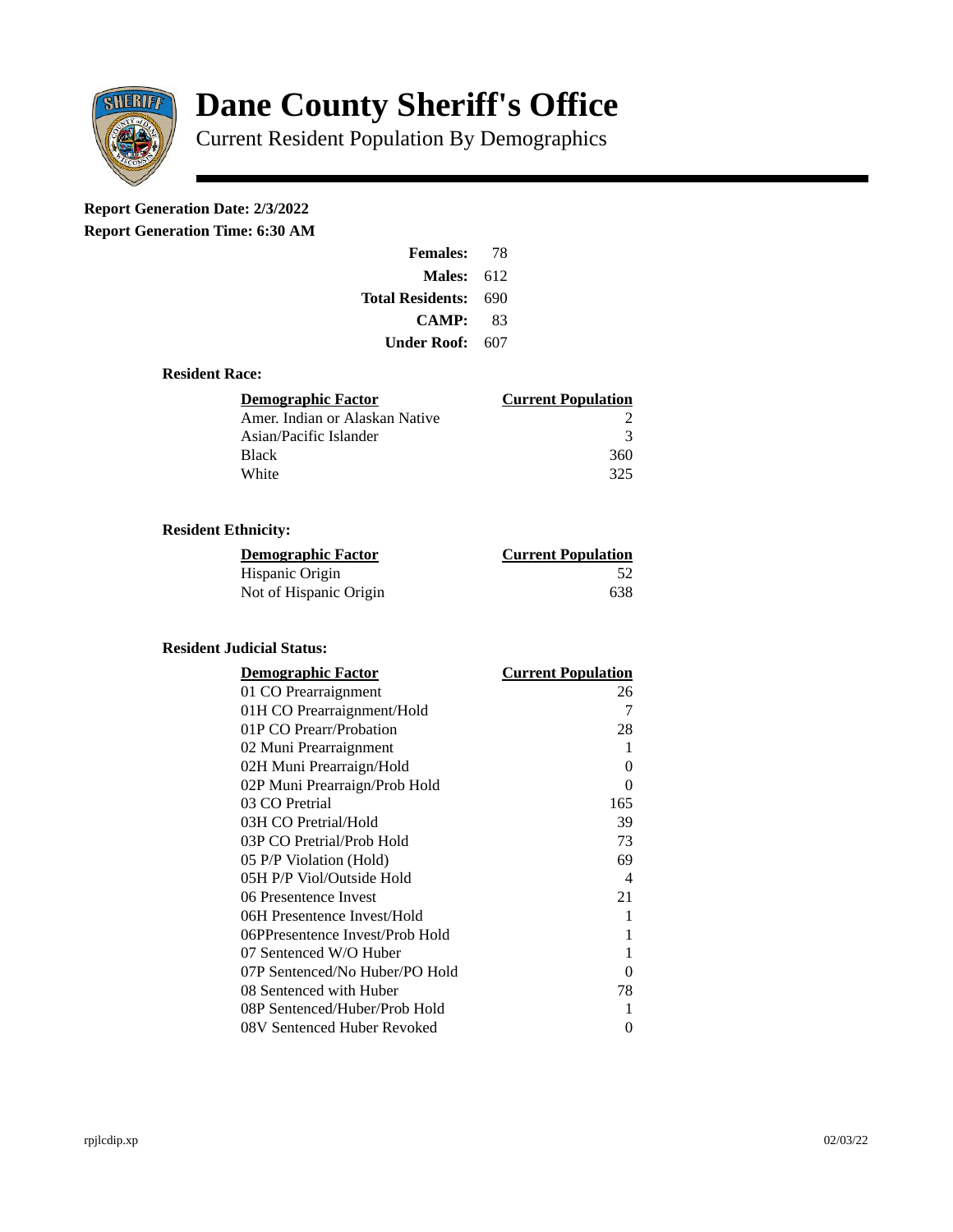# Dane County Sheriff's Office

## Current Resident Population By Demographics

**Report Generation Date: 2/3/2022**
**Report Generation Time: 6:30 AM**

| | |
|---|---|
| **Females:** | 78 |
| **Males:** | 612 |
| **Total Residents:** | 690 |
| **CAMP:** | 83 |
| **Under Roof:** | 607 |

### Resident Race:

| Demographic Factor | Current Population |
|---|---|
| Amer. Indian or Alaskan Native | 2 |
| Asian/Pacific Islander | 3 |
| Black | 360 |
| White | 325 |

### Resident Ethnicity:

| Demographic Factor | Current Population |
|---|---|
| Hispanic Origin | 52 |
| Not of Hispanic Origin | 638 |

### Resident Judicial Status:

| Demographic Factor | Current Population |
|---|---|
| 01 CO Prearraignment | 26 |
| 01H CO Prearraignment/Hold | 7 |
| 01P CO Prearr/Probation | 28 |
| 02 Muni Prearraignment | 1 |
| 02H Muni Prearraign/Hold | 0 |
| 02P Muni Prearraign/Prob Hold | 0 |
| 03 CO Pretrial | 165 |
| 03H CO Pretrial/Hold | 39 |
| 03P CO Pretrial/Prob Hold | 73 |
| 05 P/P Violation (Hold) | 69 |
| 05H P/P Viol/Outside Hold | 4 |
| 06 Presentence Invest | 21 |
| 06H Presentence Invest/Hold | 1 |
| 06PPresentence Invest/Prob Hold | 1 |
| 07 Sentenced W/O Huber | 1 |
| 07P Sentenced/No Huber/PO Hold | 0 |
| 08 Sentenced with Huber | 78 |
| 08P Sentenced/Huber/Prob Hold | 1 |
| 08V Sentenced Huber Revoked | 0 |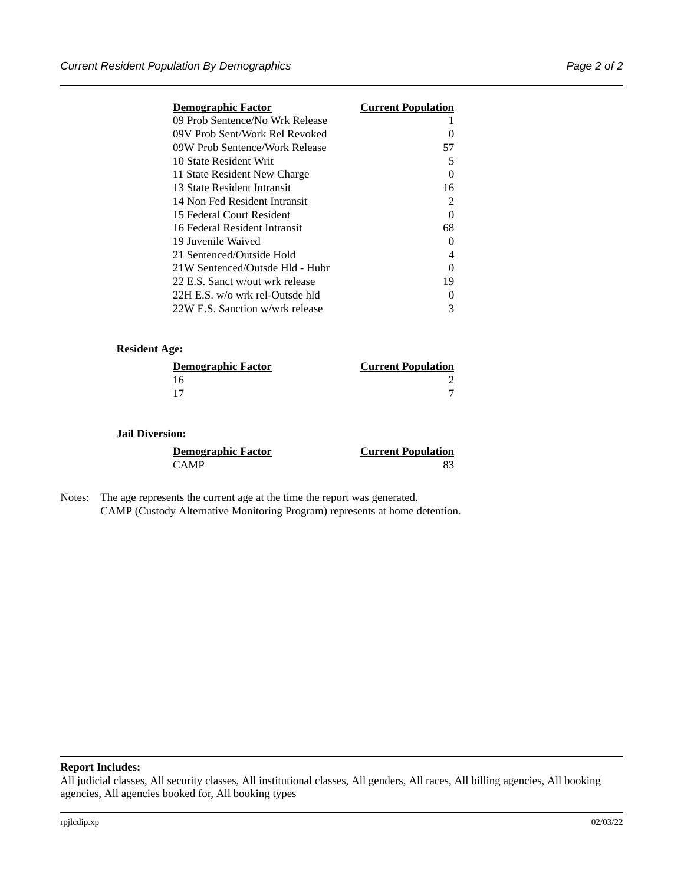| Demographic Factor | Current Population |
|---|---|
| 09 Prob Sentence/No Wrk Release | 1 |
| 09V Prob Sent/Work Rel Revoked | 0 |
| 09W Prob Sentence/Work Release | 57 |
| 10 State Resident Writ | 5 |
| 11 State Resident New Charge | 0 |
| 13 State Resident Intransit | 16 |
| 14 Non Fed Resident Intransit | 2 |
| 15 Federal Court Resident | 0 |
| 16 Federal Resident Intransit | 68 |
| 19 Juvenile Waived | 0 |
| 21 Sentenced/Outside Hold | 4 |
| 21W Sentenced/Outsde Hld - Hubr | 0 |
| 22 E.S. Sanct w/out wrk release | 19 |
| 22H E.S. w/o wrk rel-Outsde hld | 0 |
| 22W E.S. Sanction w/wrk release | 3 |

**Resident Age:**

| Demographic Factor | Current Population |
|---|---|
| 16 | 2 |
| 17 | 7 |

**Jail Diversion:**

| Demographic Factor | Current Population |
|---|---|
| CAMP | 83 |

Notes: The age represents the current age at the time the report was generated.
CAMP (Custody Alternative Monitoring Program) represents at home detention.

**Report Includes:**

All judicial classes, All security classes, All institutional classes, All genders, All races, All billing agencies, All booking agencies, All agencies booked for, All booking types

rpjlcdip.xp 02/03/22